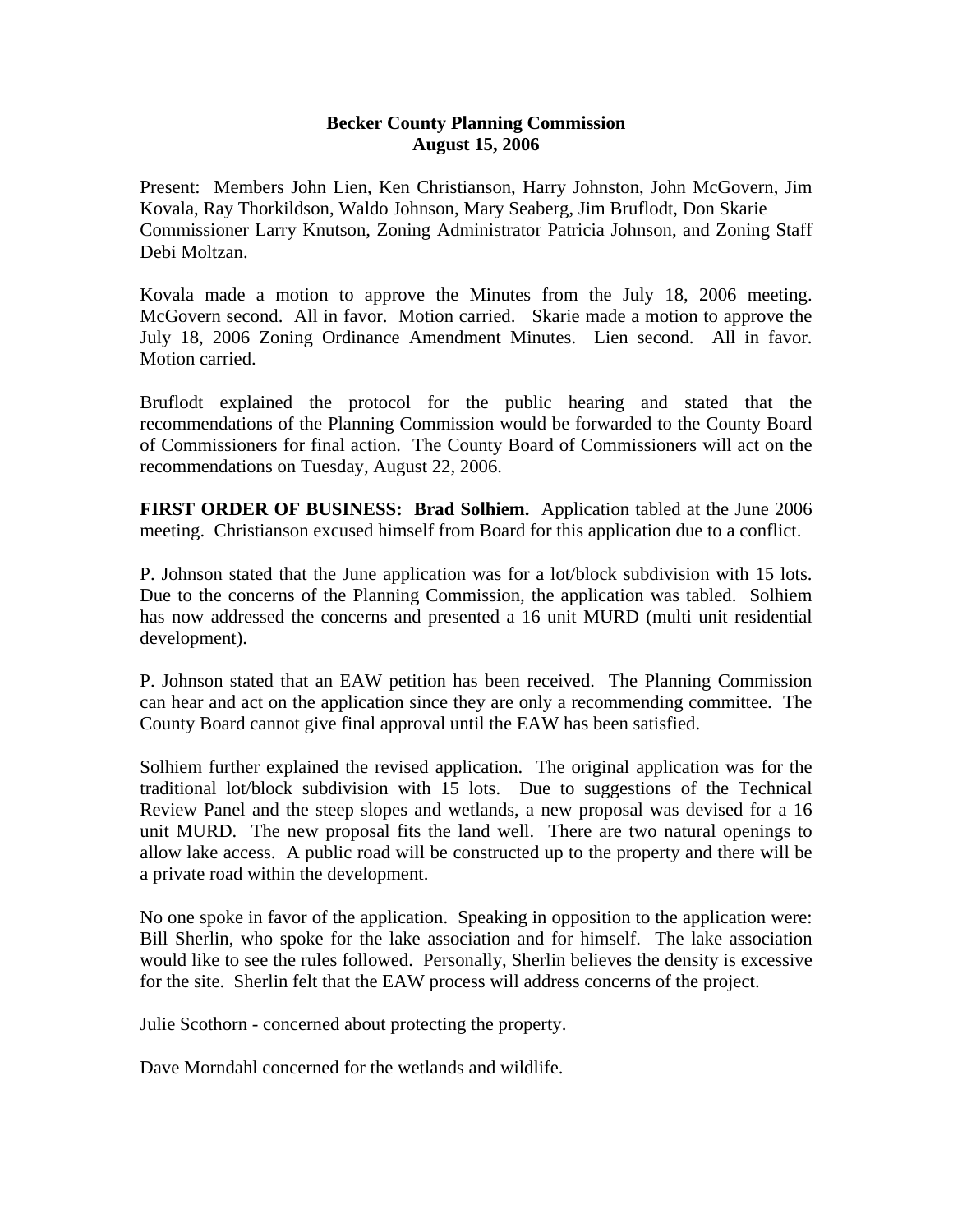**Becker County Planning Commission**
**August 15, 2006**

Present: Members John Lien, Ken Christianson, Harry Johnston, John McGovern, Jim Kovala, Ray Thorkildson, Waldo Johnson, Mary Seaberg, Jim Bruflodt, Don Skarie Commissioner Larry Knutson, Zoning Administrator Patricia Johnson, and Zoning Staff Debi Moltzan.

Kovala made a motion to approve the Minutes from the July 18, 2006 meeting. McGovern second. All in favor. Motion carried. Skarie made a motion to approve the July 18, 2006 Zoning Ordinance Amendment Minutes. Lien second. All in favor. Motion carried.

Bruflodt explained the protocol for the public hearing and stated that the recommendations of the Planning Commission would be forwarded to the County Board of Commissioners for final action. The County Board of Commissioners will act on the recommendations on Tuesday, August 22, 2006.

**FIRST ORDER OF BUSINESS: Brad Solhiem.** Application tabled at the June 2006 meeting. Christianson excused himself from Board for this application due to a conflict.

P. Johnson stated that the June application was for a lot/block subdivision with 15 lots. Due to the concerns of the Planning Commission, the application was tabled. Solhiem has now addressed the concerns and presented a 16 unit MURD (multi unit residential development).

P. Johnson stated that an EAW petition has been received. The Planning Commission can hear and act on the application since they are only a recommending committee. The County Board cannot give final approval until the EAW has been satisfied.

Solhiem further explained the revised application. The original application was for the traditional lot/block subdivision with 15 lots. Due to suggestions of the Technical Review Panel and the steep slopes and wetlands, a new proposal was devised for a 16 unit MURD. The new proposal fits the land well. There are two natural openings to allow lake access. A public road will be constructed up to the property and there will be a private road within the development.

No one spoke in favor of the application. Speaking in opposition to the application were: Bill Sherlin, who spoke for the lake association and for himself. The lake association would like to see the rules followed. Personally, Sherlin believes the density is excessive for the site. Sherlin felt that the EAW process will address concerns of the project.

Julie Scothorn - concerned about protecting the property.

Dave Morndahl concerned for the wetlands and wildlife.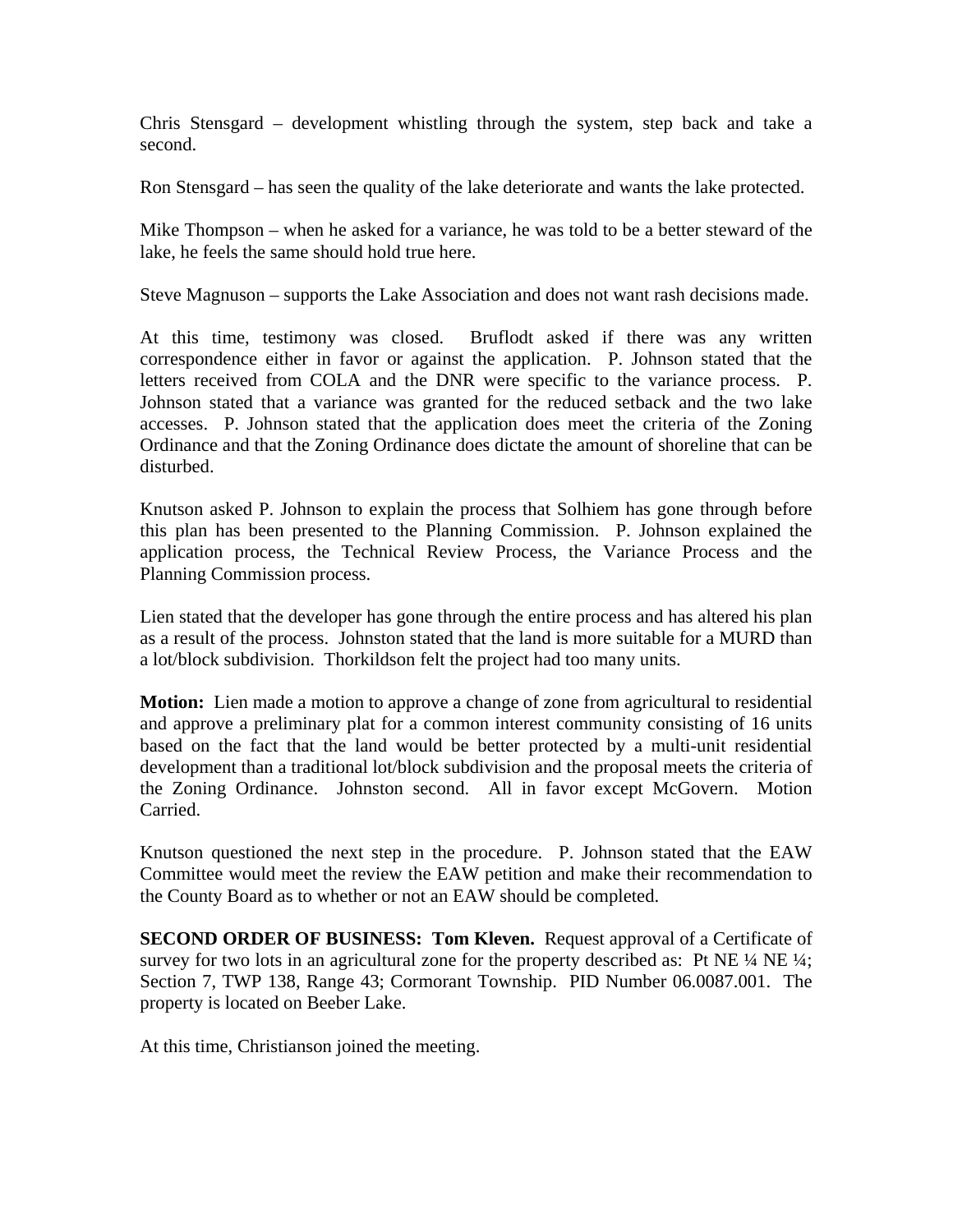Chris Stensgard – development whistling through the system, step back and take a second.

Ron Stensgard – has seen the quality of the lake deteriorate and wants the lake protected.

Mike Thompson – when he asked for a variance, he was told to be a better steward of the lake, he feels the same should hold true here.

Steve Magnuson – supports the Lake Association and does not want rash decisions made.

At this time, testimony was closed. Bruflodt asked if there was any written correspondence either in favor or against the application. P. Johnson stated that the letters received from COLA and the DNR were specific to the variance process. P. Johnson stated that a variance was granted for the reduced setback and the two lake accesses. P. Johnson stated that the application does meet the criteria of the Zoning Ordinance and that the Zoning Ordinance does dictate the amount of shoreline that can be disturbed.

Knutson asked P. Johnson to explain the process that Solhiem has gone through before this plan has been presented to the Planning Commission. P. Johnson explained the application process, the Technical Review Process, the Variance Process and the Planning Commission process.

Lien stated that the developer has gone through the entire process and has altered his plan as a result of the process. Johnston stated that the land is more suitable for a MURD than a lot/block subdivision. Thorkildson felt the project had too many units.

**Motion:** Lien made a motion to approve a change of zone from agricultural to residential and approve a preliminary plat for a common interest community consisting of 16 units based on the fact that the land would be better protected by a multi-unit residential development than a traditional lot/block subdivision and the proposal meets the criteria of the Zoning Ordinance. Johnston second. All in favor except McGovern. Motion Carried.

Knutson questioned the next step in the procedure. P. Johnson stated that the EAW Committee would meet the review the EAW petition and make their recommendation to the County Board as to whether or not an EAW should be completed.

**SECOND ORDER OF BUSINESS: Tom Kleven.** Request approval of a Certificate of survey for two lots in an agricultural zone for the property described as: Pt NE ¼ NE ¼; Section 7, TWP 138, Range 43; Cormorant Township. PID Number 06.0087.001. The property is located on Beeber Lake.

At this time, Christianson joined the meeting.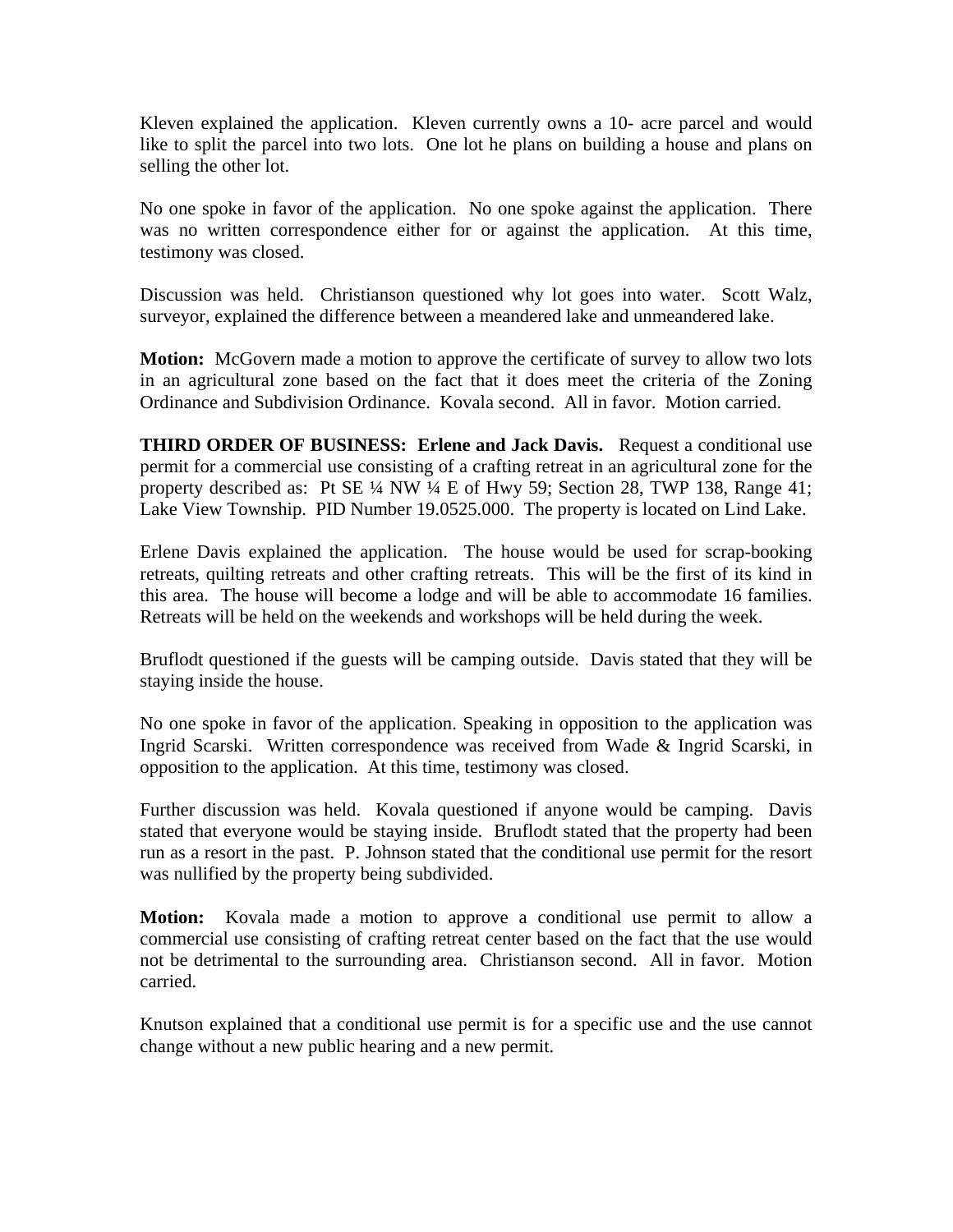Kleven explained the application. Kleven currently owns a 10- acre parcel and would like to split the parcel into two lots. One lot he plans on building a house and plans on selling the other lot.

No one spoke in favor of the application. No one spoke against the application. There was no written correspondence either for or against the application. At this time, testimony was closed.

Discussion was held. Christianson questioned why lot goes into water. Scott Walz, surveyor, explained the difference between a meandered lake and unmeandered lake.

**Motion:** McGovern made a motion to approve the certificate of survey to allow two lots in an agricultural zone based on the fact that it does meet the criteria of the Zoning Ordinance and Subdivision Ordinance. Kovala second. All in favor. Motion carried.

**THIRD ORDER OF BUSINESS: Erlene and Jack Davis.** Request a conditional use permit for a commercial use consisting of a crafting retreat in an agricultural zone for the property described as: Pt SE ¼ NW ¼ E of Hwy 59; Section 28, TWP 138, Range 41; Lake View Township. PID Number 19.0525.000. The property is located on Lind Lake.

Erlene Davis explained the application. The house would be used for scrap-booking retreats, quilting retreats and other crafting retreats. This will be the first of its kind in this area. The house will become a lodge and will be able to accommodate 16 families. Retreats will be held on the weekends and workshops will be held during the week.

Bruflodt questioned if the guests will be camping outside. Davis stated that they will be staying inside the house.

No one spoke in favor of the application. Speaking in opposition to the application was Ingrid Scarski. Written correspondence was received from Wade & Ingrid Scarski, in opposition to the application. At this time, testimony was closed.

Further discussion was held. Kovala questioned if anyone would be camping. Davis stated that everyone would be staying inside. Bruflodt stated that the property had been run as a resort in the past. P. Johnson stated that the conditional use permit for the resort was nullified by the property being subdivided.

**Motion:** Kovala made a motion to approve a conditional use permit to allow a commercial use consisting of crafting retreat center based on the fact that the use would not be detrimental to the surrounding area. Christianson second. All in favor. Motion carried.

Knutson explained that a conditional use permit is for a specific use and the use cannot change without a new public hearing and a new permit.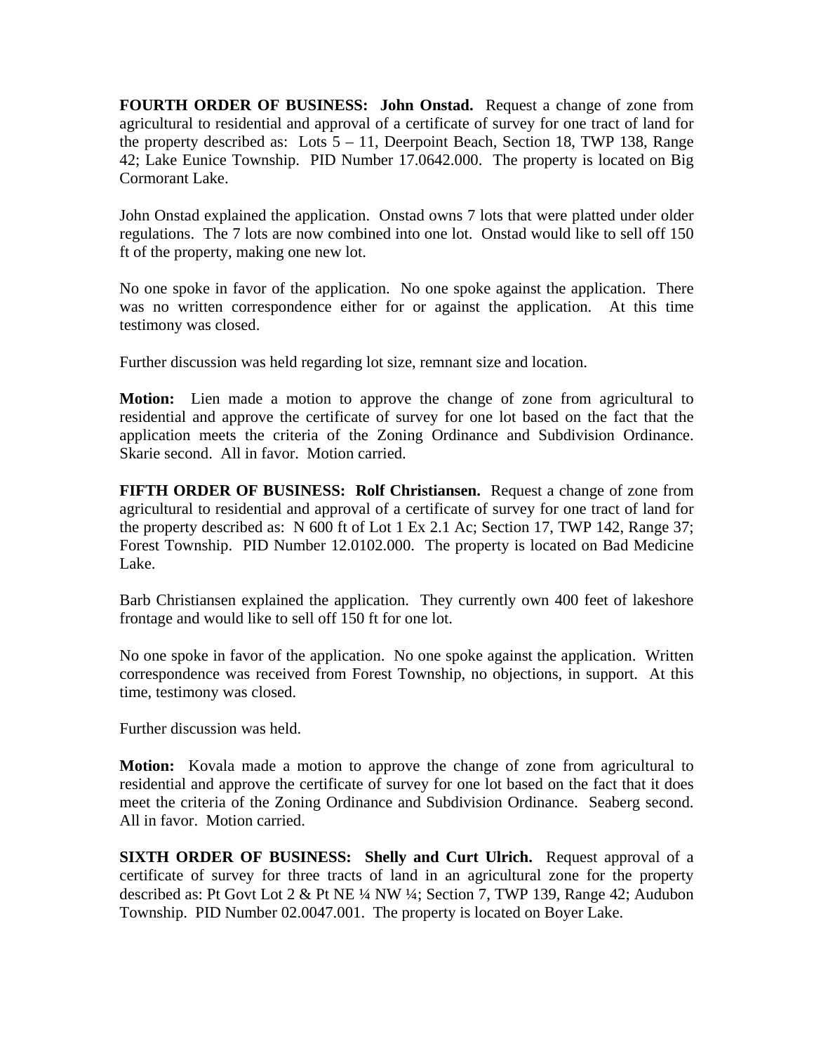**FOURTH ORDER OF BUSINESS: John Onstad.** Request a change of zone from agricultural to residential and approval of a certificate of survey for one tract of land for the property described as: Lots 5 – 11, Deerpoint Beach, Section 18, TWP 138, Range 42; Lake Eunice Township. PID Number 17.0642.000. The property is located on Big Cormorant Lake.

John Onstad explained the application. Onstad owns 7 lots that were platted under older regulations. The 7 lots are now combined into one lot. Onstad would like to sell off 150 ft of the property, making one new lot.

No one spoke in favor of the application. No one spoke against the application. There was no written correspondence either for or against the application. At this time testimony was closed.

Further discussion was held regarding lot size, remnant size and location.

**Motion:** Lien made a motion to approve the change of zone from agricultural to residential and approve the certificate of survey for one lot based on the fact that the application meets the criteria of the Zoning Ordinance and Subdivision Ordinance. Skarie second. All in favor. Motion carried.

**FIFTH ORDER OF BUSINESS: Rolf Christiansen.** Request a change of zone from agricultural to residential and approval of a certificate of survey for one tract of land for the property described as: N 600 ft of Lot 1 Ex 2.1 Ac; Section 17, TWP 142, Range 37; Forest Township. PID Number 12.0102.000. The property is located on Bad Medicine Lake.

Barb Christiansen explained the application. They currently own 400 feet of lakeshore frontage and would like to sell off 150 ft for one lot.

No one spoke in favor of the application. No one spoke against the application. Written correspondence was received from Forest Township, no objections, in support. At this time, testimony was closed.

Further discussion was held.

**Motion:** Kovala made a motion to approve the change of zone from agricultural to residential and approve the certificate of survey for one lot based on the fact that it does meet the criteria of the Zoning Ordinance and Subdivision Ordinance. Seaberg second. All in favor. Motion carried.

**SIXTH ORDER OF BUSINESS: Shelly and Curt Ulrich.** Request approval of a certificate of survey for three tracts of land in an agricultural zone for the property described as: Pt Govt Lot 2 & Pt NE ¼ NW ¼; Section 7, TWP 139, Range 42; Audubon Township. PID Number 02.0047.001. The property is located on Boyer Lake.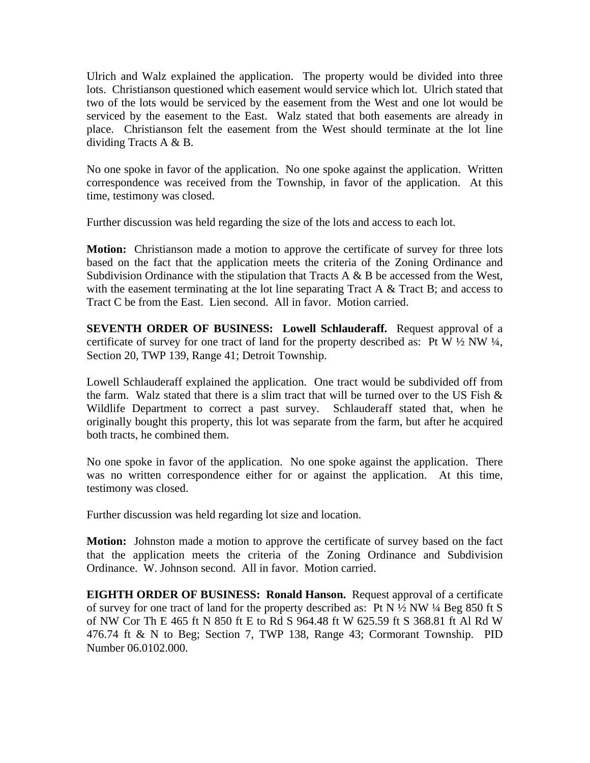Ulrich and Walz explained the application. The property would be divided into three lots. Christianson questioned which easement would service which lot. Ulrich stated that two of the lots would be serviced by the easement from the West and one lot would be serviced by the easement to the East. Walz stated that both easements are already in place. Christianson felt the easement from the West should terminate at the lot line dividing Tracts A & B.

No one spoke in favor of the application. No one spoke against the application. Written correspondence was received from the Township, in favor of the application. At this time, testimony was closed.

Further discussion was held regarding the size of the lots and access to each lot.

**Motion:** Christianson made a motion to approve the certificate of survey for three lots based on the fact that the application meets the criteria of the Zoning Ordinance and Subdivision Ordinance with the stipulation that Tracts A & B be accessed from the West, with the easement terminating at the lot line separating Tract A & Tract B; and access to Tract C be from the East. Lien second. All in favor. Motion carried.

**SEVENTH ORDER OF BUSINESS: Lowell Schlauderaff.** Request approval of a certificate of survey for one tract of land for the property described as: Pt W ½ NW ¼, Section 20, TWP 139, Range 41; Detroit Township.

Lowell Schlauderaff explained the application. One tract would be subdivided off from the farm. Walz stated that there is a slim tract that will be turned over to the US Fish & Wildlife Department to correct a past survey. Schlauderaff stated that, when he originally bought this property, this lot was separate from the farm, but after he acquired both tracts, he combined them.

No one spoke in favor of the application. No one spoke against the application. There was no written correspondence either for or against the application. At this time, testimony was closed.

Further discussion was held regarding lot size and location.

**Motion:** Johnston made a motion to approve the certificate of survey based on the fact that the application meets the criteria of the Zoning Ordinance and Subdivision Ordinance. W. Johnson second. All in favor. Motion carried.

**EIGHTH ORDER OF BUSINESS: Ronald Hanson.** Request approval of a certificate of survey for one tract of land for the property described as: Pt N ½ NW ¼ Beg 850 ft S of NW Cor Th E 465 ft N 850 ft E to Rd S 964.48 ft W 625.59 ft S 368.81 ft Al Rd W 476.74 ft & N to Beg; Section 7, TWP 138, Range 43; Cormorant Township. PID Number 06.0102.000.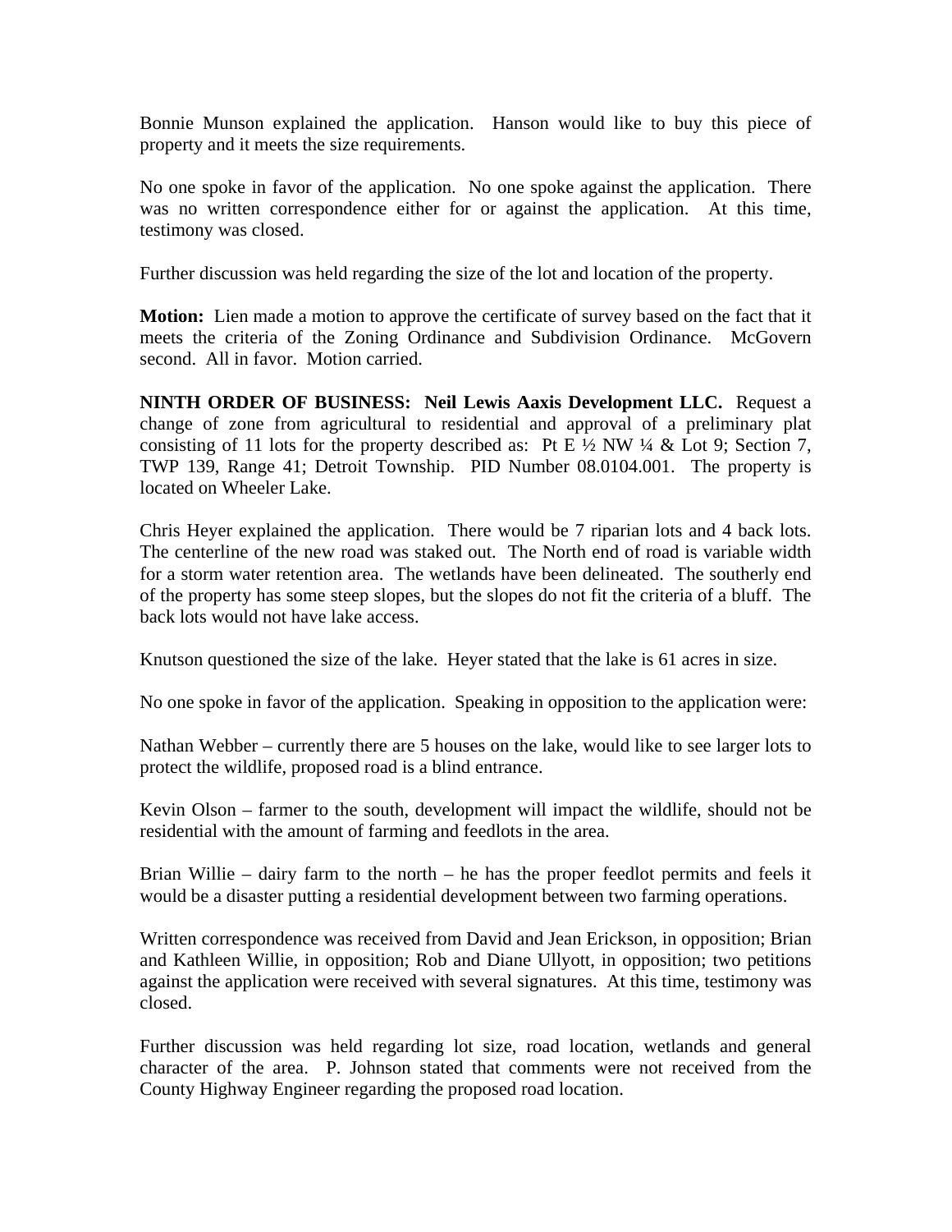Bonnie Munson explained the application. Hanson would like to buy this piece of property and it meets the size requirements.

No one spoke in favor of the application. No one spoke against the application. There was no written correspondence either for or against the application. At this time, testimony was closed.

Further discussion was held regarding the size of the lot and location of the property.

**Motion:** Lien made a motion to approve the certificate of survey based on the fact that it meets the criteria of the Zoning Ordinance and Subdivision Ordinance. McGovern second. All in favor. Motion carried.

**NINTH ORDER OF BUSINESS: Neil Lewis Aaxis Development LLC.** Request a change of zone from agricultural to residential and approval of a preliminary plat consisting of 11 lots for the property described as: Pt E ½ NW ¼ & Lot 9; Section 7, TWP 139, Range 41; Detroit Township. PID Number 08.0104.001. The property is located on Wheeler Lake.

Chris Heyer explained the application. There would be 7 riparian lots and 4 back lots. The centerline of the new road was staked out. The North end of road is variable width for a storm water retention area. The wetlands have been delineated. The southerly end of the property has some steep slopes, but the slopes do not fit the criteria of a bluff. The back lots would not have lake access.

Knutson questioned the size of the lake. Heyer stated that the lake is 61 acres in size.

No one spoke in favor of the application. Speaking in opposition to the application were:

Nathan Webber – currently there are 5 houses on the lake, would like to see larger lots to protect the wildlife, proposed road is a blind entrance.

Kevin Olson – farmer to the south, development will impact the wildlife, should not be residential with the amount of farming and feedlots in the area.

Brian Willie – dairy farm to the north – he has the proper feedlot permits and feels it would be a disaster putting a residential development between two farming operations.

Written correspondence was received from David and Jean Erickson, in opposition; Brian and Kathleen Willie, in opposition; Rob and Diane Ullyott, in opposition; two petitions against the application were received with several signatures. At this time, testimony was closed.

Further discussion was held regarding lot size, road location, wetlands and general character of the area. P. Johnson stated that comments were not received from the County Highway Engineer regarding the proposed road location.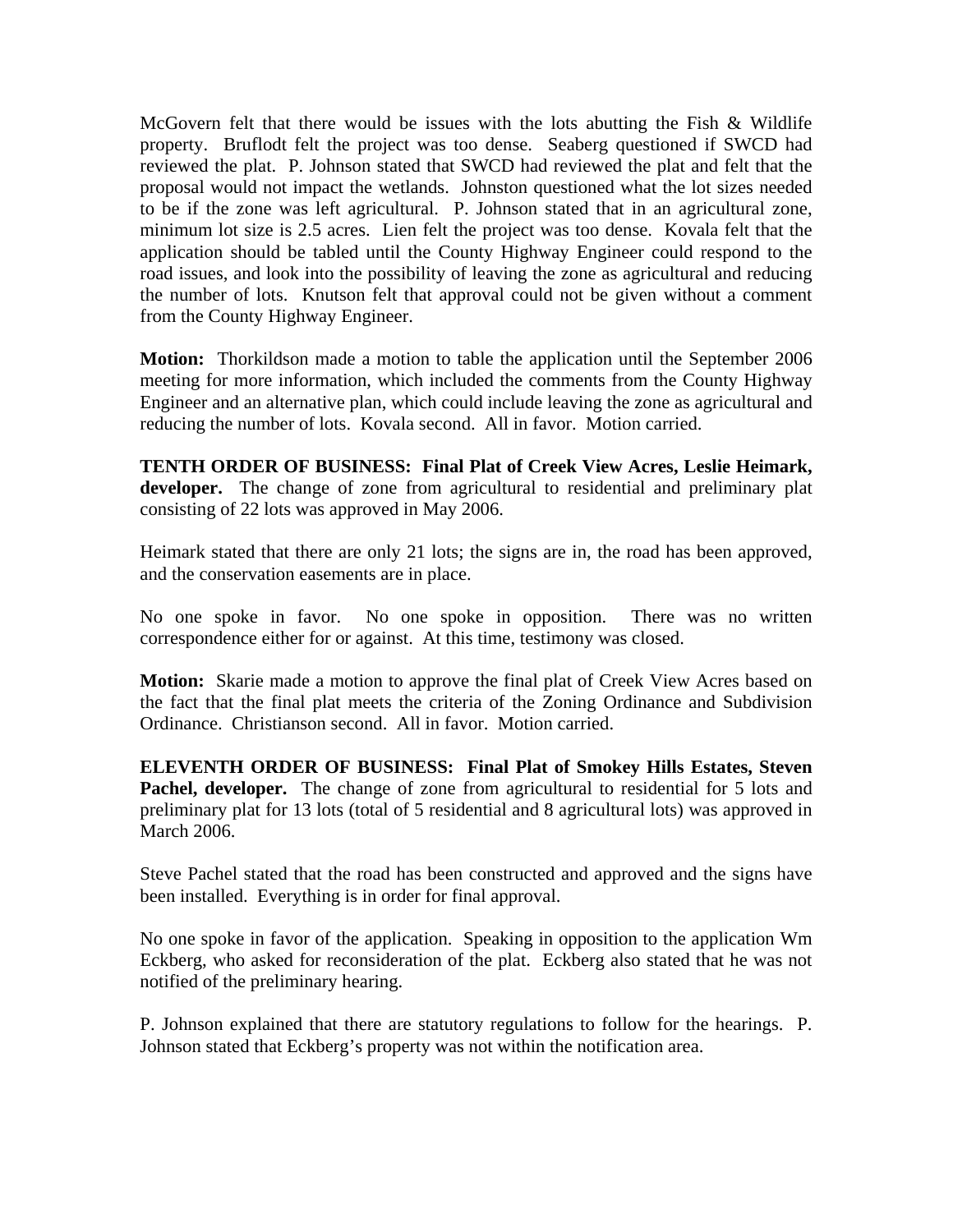McGovern felt that there would be issues with the lots abutting the Fish & Wildlife property. Bruflodt felt the project was too dense. Seaberg questioned if SWCD had reviewed the plat. P. Johnson stated that SWCD had reviewed the plat and felt that the proposal would not impact the wetlands. Johnston questioned what the lot sizes needed to be if the zone was left agricultural. P. Johnson stated that in an agricultural zone, minimum lot size is 2.5 acres. Lien felt the project was too dense. Kovala felt that the application should be tabled until the County Highway Engineer could respond to the road issues, and look into the possibility of leaving the zone as agricultural and reducing the number of lots. Knutson felt that approval could not be given without a comment from the County Highway Engineer.

**Motion:** Thorkildson made a motion to table the application until the September 2006 meeting for more information, which included the comments from the County Highway Engineer and an alternative plan, which could include leaving the zone as agricultural and reducing the number of lots. Kovala second. All in favor. Motion carried.

**TENTH ORDER OF BUSINESS: Final Plat of Creek View Acres, Leslie Heimark, developer.** The change of zone from agricultural to residential and preliminary plat consisting of 22 lots was approved in May 2006.

Heimark stated that there are only 21 lots; the signs are in, the road has been approved, and the conservation easements are in place.

No one spoke in favor. No one spoke in opposition. There was no written correspondence either for or against. At this time, testimony was closed.

**Motion:** Skarie made a motion to approve the final plat of Creek View Acres based on the fact that the final plat meets the criteria of the Zoning Ordinance and Subdivision Ordinance. Christianson second. All in favor. Motion carried.

**ELEVENTH ORDER OF BUSINESS: Final Plat of Smokey Hills Estates, Steven Pachel, developer.** The change of zone from agricultural to residential for 5 lots and preliminary plat for 13 lots (total of 5 residential and 8 agricultural lots) was approved in March 2006.

Steve Pachel stated that the road has been constructed and approved and the signs have been installed. Everything is in order for final approval.

No one spoke in favor of the application. Speaking in opposition to the application Wm Eckberg, who asked for reconsideration of the plat. Eckberg also stated that he was not notified of the preliminary hearing.

P. Johnson explained that there are statutory regulations to follow for the hearings. P. Johnson stated that Eckberg's property was not within the notification area.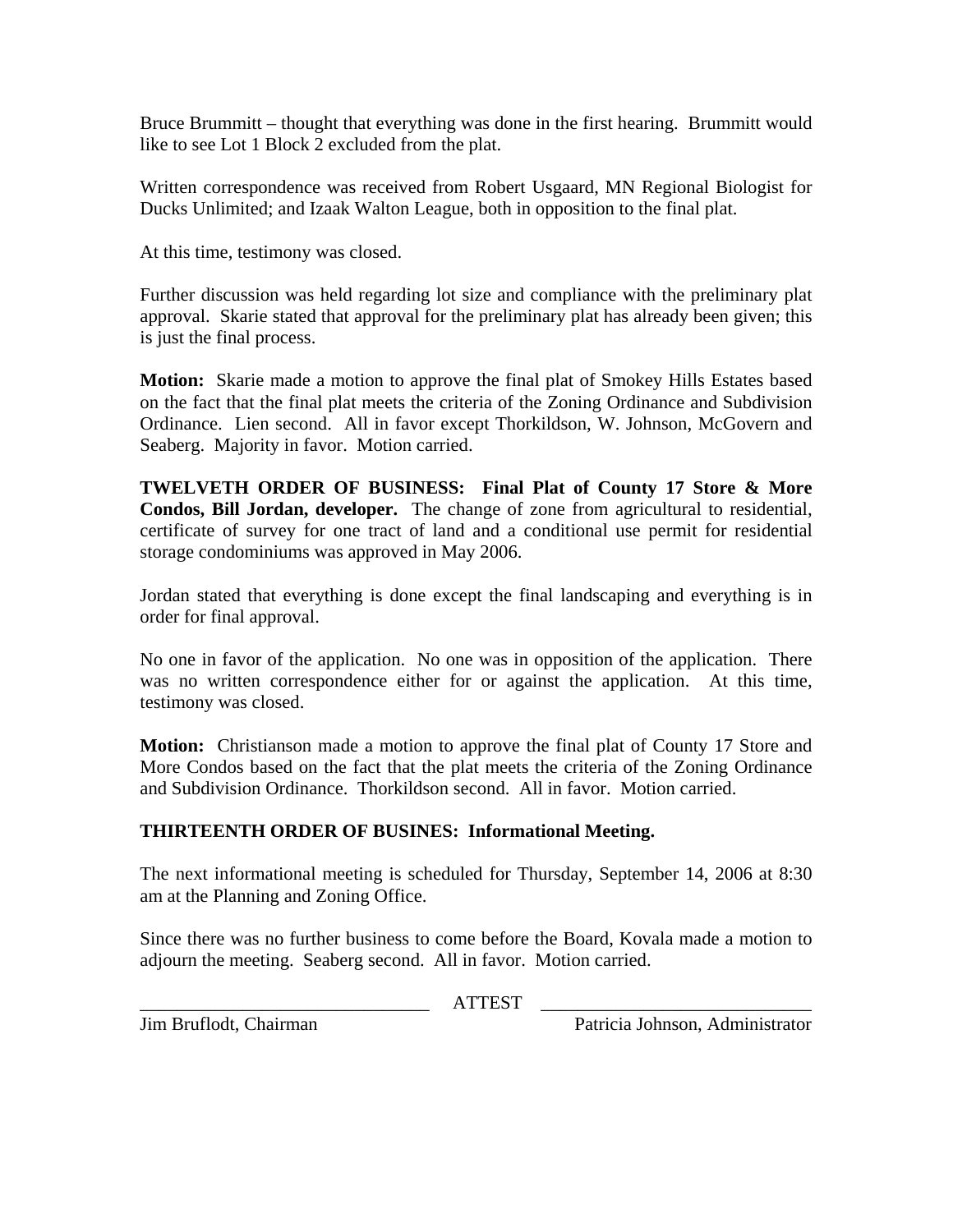Bruce Brummitt – thought that everything was done in the first hearing. Brummitt would like to see Lot 1 Block 2 excluded from the plat.

Written correspondence was received from Robert Usgaard, MN Regional Biologist for Ducks Unlimited; and Izaak Walton League, both in opposition to the final plat.

At this time, testimony was closed.

Further discussion was held regarding lot size and compliance with the preliminary plat approval. Skarie stated that approval for the preliminary plat has already been given; this is just the final process.

**Motion:** Skarie made a motion to approve the final plat of Smokey Hills Estates based on the fact that the final plat meets the criteria of the Zoning Ordinance and Subdivision Ordinance. Lien second. All in favor except Thorkildson, W. Johnson, McGovern and Seaberg. Majority in favor. Motion carried.

**TWELVETH ORDER OF BUSINESS: Final Plat of County 17 Store & More Condos, Bill Jordan, developer.** The change of zone from agricultural to residential, certificate of survey for one tract of land and a conditional use permit for residential storage condominiums was approved in May 2006.

Jordan stated that everything is done except the final landscaping and everything is in order for final approval.

No one in favor of the application. No one was in opposition of the application. There was no written correspondence either for or against the application. At this time, testimony was closed.

**Motion:** Christianson made a motion to approve the final plat of County 17 Store and More Condos based on the fact that the plat meets the criteria of the Zoning Ordinance and Subdivision Ordinance. Thorkildson second. All in favor. Motion carried.

**THIRTEENTH ORDER OF BUSINES: Informational Meeting.**

The next informational meeting is scheduled for Thursday, September 14, 2006 at 8:30 am at the Planning and Zoning Office.

Since there was no further business to come before the Board, Kovala made a motion to adjourn the meeting. Seaberg second. All in favor. Motion carried.

_______________________________ ATTEST _____________________________

Jim Bruflodt, Chairman Patricia Johnson, Administrator